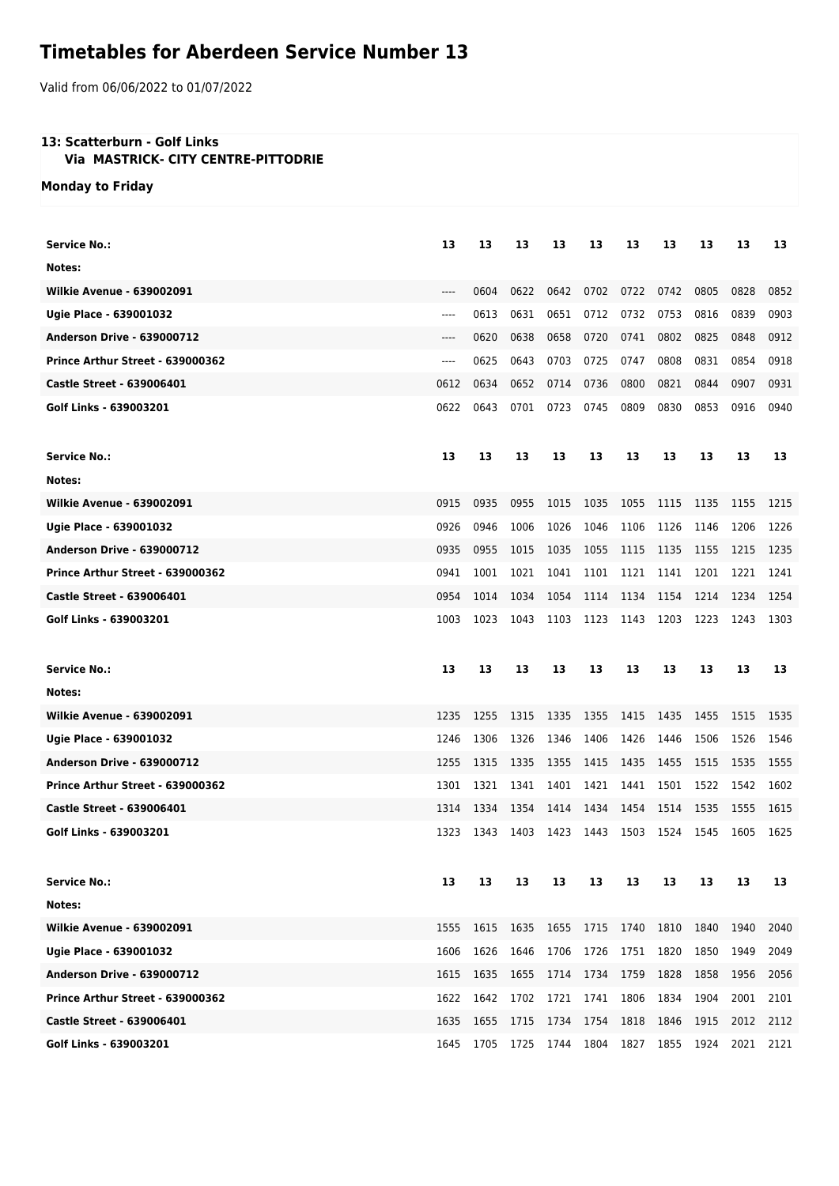# Timetables for Aberdeen Service Number 13

Valid from 06/06/2022 to 01/07/2022

### 13: Scatterburn - Golf Links
**Via MASTRICK- CITY CENTRE-PITTODRIE**

**Monday to Friday**

| Service No.: | 13 | 13 | 13 | 13 | 13 | 13 | 13 | 13 | 13 | 13 |
|---|---|---|---|---|---|---|---|---|---|---|
| Notes: | | | | | | | | | | |
| Wilkie Avenue - 639002091 | ---- | 0604 | 0622 | 0642 | 0702 | 0722 | 0742 | 0805 | 0828 | 0852 |
| Ugie Place - 639001032 | ---- | 0613 | 0631 | 0651 | 0712 | 0732 | 0753 | 0816 | 0839 | 0903 |
| Anderson Drive - 639000712 | ---- | 0620 | 0638 | 0658 | 0720 | 0741 | 0802 | 0825 | 0848 | 0912 |
| Prince Arthur Street - 639000362 | ---- | 0625 | 0643 | 0703 | 0725 | 0747 | 0808 | 0831 | 0854 | 0918 |
| Castle Street - 639006401 | 0612 | 0634 | 0652 | 0714 | 0736 | 0800 | 0821 | 0844 | 0907 | 0931 |
| Golf Links - 639003201 | 0622 | 0643 | 0701 | 0723 | 0745 | 0809 | 0830 | 0853 | 0916 | 0940 |

| Service No.: | 13 | 13 | 13 | 13 | 13 | 13 | 13 | 13 | 13 | 13 |
|---|---|---|---|---|---|---|---|---|---|---|
| Notes: | | | | | | | | | | |
| Wilkie Avenue - 639002091 | 0915 | 0935 | 0955 | 1015 | 1035 | 1055 | 1115 | 1135 | 1155 | 1215 |
| Ugie Place - 639001032 | 0926 | 0946 | 1006 | 1026 | 1046 | 1106 | 1126 | 1146 | 1206 | 1226 |
| Anderson Drive - 639000712 | 0935 | 0955 | 1015 | 1035 | 1055 | 1115 | 1135 | 1155 | 1215 | 1235 |
| Prince Arthur Street - 639000362 | 0941 | 1001 | 1021 | 1041 | 1101 | 1121 | 1141 | 1201 | 1221 | 1241 |
| Castle Street - 639006401 | 0954 | 1014 | 1034 | 1054 | 1114 | 1134 | 1154 | 1214 | 1234 | 1254 |
| Golf Links - 639003201 | 1003 | 1023 | 1043 | 1103 | 1123 | 1143 | 1203 | 1223 | 1243 | 1303 |

| Service No.: | 13 | 13 | 13 | 13 | 13 | 13 | 13 | 13 | 13 | 13 |
|---|---|---|---|---|---|---|---|---|---|---|
| Notes: | | | | | | | | | | |
| Wilkie Avenue - 639002091 | 1235 | 1255 | 1315 | 1335 | 1355 | 1415 | 1435 | 1455 | 1515 | 1535 |
| Ugie Place - 639001032 | 1246 | 1306 | 1326 | 1346 | 1406 | 1426 | 1446 | 1506 | 1526 | 1546 |
| Anderson Drive - 639000712 | 1255 | 1315 | 1335 | 1355 | 1415 | 1435 | 1455 | 1515 | 1535 | 1555 |
| Prince Arthur Street - 639000362 | 1301 | 1321 | 1341 | 1401 | 1421 | 1441 | 1501 | 1522 | 1542 | 1602 |
| Castle Street - 639006401 | 1314 | 1334 | 1354 | 1414 | 1434 | 1454 | 1514 | 1535 | 1555 | 1615 |
| Golf Links - 639003201 | 1323 | 1343 | 1403 | 1423 | 1443 | 1503 | 1524 | 1545 | 1605 | 1625 |

| Service No.: | 13 | 13 | 13 | 13 | 13 | 13 | 13 | 13 | 13 | 13 |
|---|---|---|---|---|---|---|---|---|---|---|
| Notes: | | | | | | | | | | |
| Wilkie Avenue - 639002091 | 1555 | 1615 | 1635 | 1655 | 1715 | 1740 | 1810 | 1840 | 1940 | 2040 |
| Ugie Place - 639001032 | 1606 | 1626 | 1646 | 1706 | 1726 | 1751 | 1820 | 1850 | 1949 | 2049 |
| Anderson Drive - 639000712 | 1615 | 1635 | 1655 | 1714 | 1734 | 1759 | 1828 | 1858 | 1956 | 2056 |
| Prince Arthur Street - 639000362 | 1622 | 1642 | 1702 | 1721 | 1741 | 1806 | 1834 | 1904 | 2001 | 2101 |
| Castle Street - 639006401 | 1635 | 1655 | 1715 | 1734 | 1754 | 1818 | 1846 | 1915 | 2012 | 2112 |
| Golf Links - 639003201 | 1645 | 1705 | 1725 | 1744 | 1804 | 1827 | 1855 | 1924 | 2021 | 2121 |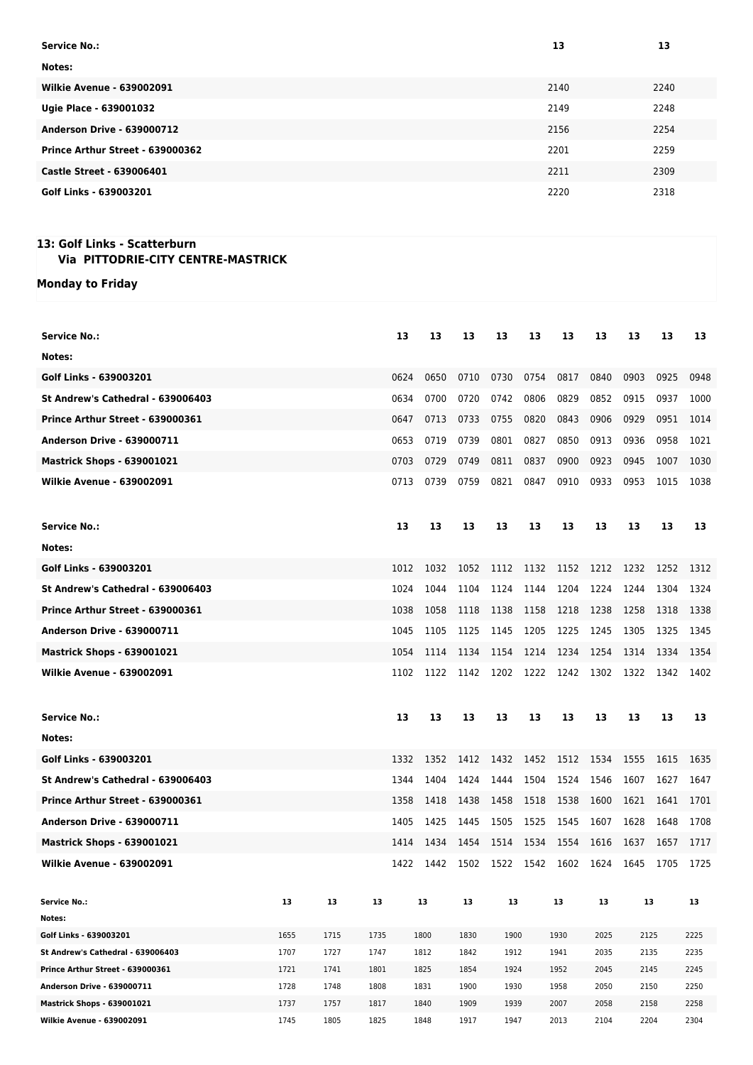| Service No.: | 13 | 13 |
|---|---|---|
| Notes: | | |
| Wilkie Avenue - 639002091 | 2140 | 2240 |
| Ugie Place - 639001032 | 2149 | 2248 |
| Anderson Drive - 639000712 | 2156 | 2254 |
| Prince Arthur Street - 639000362 | 2201 | 2259 |
| Castle Street - 639006401 | 2211 | 2309 |
| Golf Links - 639003201 | 2220 | 2318 |

## 13: Golf Links - Scatterburn
### Via PITTODRIE-CITY CENTRE-MASTRICK

**Monday to Friday**

| Service No.: | 13 | 13 | 13 | 13 | 13 | 13 | 13 | 13 | 13 | 13 |
|---|---|---|---|---|---|---|---|---|---|---|
| Notes: | | | | | | | | | | |
| Golf Links - 639003201 | 0624 | 0650 | 0710 | 0730 | 0754 | 0817 | 0840 | 0903 | 0925 | 0948 |
| St Andrew's Cathedral - 639006403 | 0634 | 0700 | 0720 | 0742 | 0806 | 0829 | 0852 | 0915 | 0937 | 1000 |
| Prince Arthur Street - 639000361 | 0647 | 0713 | 0733 | 0755 | 0820 | 0843 | 0906 | 0929 | 0951 | 1014 |
| Anderson Drive - 639000711 | 0653 | 0719 | 0739 | 0801 | 0827 | 0850 | 0913 | 0936 | 0958 | 1021 |
| Mastrick Shops - 639001021 | 0703 | 0729 | 0749 | 0811 | 0837 | 0900 | 0923 | 0945 | 1007 | 1030 |
| Wilkie Avenue - 639002091 | 0713 | 0739 | 0759 | 0821 | 0847 | 0910 | 0933 | 0953 | 1015 | 1038 |

| Service No.: | 13 | 13 | 13 | 13 | 13 | 13 | 13 | 13 | 13 | 13 |
|---|---|---|---|---|---|---|---|---|---|---|
| Notes: | | | | | | | | | | |
| Golf Links - 639003201 | 1012 | 1032 | 1052 | 1112 | 1132 | 1152 | 1212 | 1232 | 1252 | 1312 |
| St Andrew's Cathedral - 639006403 | 1024 | 1044 | 1104 | 1124 | 1144 | 1204 | 1224 | 1244 | 1304 | 1324 |
| Prince Arthur Street - 639000361 | 1038 | 1058 | 1118 | 1138 | 1158 | 1218 | 1238 | 1258 | 1318 | 1338 |
| Anderson Drive - 639000711 | 1045 | 1105 | 1125 | 1145 | 1205 | 1225 | 1245 | 1305 | 1325 | 1345 |
| Mastrick Shops - 639001021 | 1054 | 1114 | 1134 | 1154 | 1214 | 1234 | 1254 | 1314 | 1334 | 1354 |
| Wilkie Avenue - 639002091 | 1102 | 1122 | 1142 | 1202 | 1222 | 1242 | 1302 | 1322 | 1342 | 1402 |

| Service No.: | 13 | 13 | 13 | 13 | 13 | 13 | 13 | 13 | 13 | 13 |
|---|---|---|---|---|---|---|---|---|---|---|
| Notes: | | | | | | | | | | |
| Golf Links - 639003201 | 1332 | 1352 | 1412 | 1432 | 1452 | 1512 | 1534 | 1555 | 1615 | 1635 |
| St Andrew's Cathedral - 639006403 | 1344 | 1404 | 1424 | 1444 | 1504 | 1524 | 1546 | 1607 | 1627 | 1647 |
| Prince Arthur Street - 639000361 | 1358 | 1418 | 1438 | 1458 | 1518 | 1538 | 1600 | 1621 | 1641 | 1701 |
| Anderson Drive - 639000711 | 1405 | 1425 | 1445 | 1505 | 1525 | 1545 | 1607 | 1628 | 1648 | 1708 |
| Mastrick Shops - 639001021 | 1414 | 1434 | 1454 | 1514 | 1534 | 1554 | 1616 | 1637 | 1657 | 1717 |
| Wilkie Avenue - 639002091 | 1422 | 1442 | 1502 | 1522 | 1542 | 1602 | 1624 | 1645 | 1705 | 1725 |

| Service No.: | 13 | 13 | 13 | 13 | 13 | 13 | 13 | 13 | 13 | 13 |
|---|---|---|---|---|---|---|---|---|---|---|
| Notes: | | | | | | | | | | |
| Golf Links - 639003201 | 1655 | 1715 | 1735 | 1800 | 1830 | 1900 | 1930 | 2025 | 2125 | 2225 |
| St Andrew's Cathedral - 639006403 | 1707 | 1727 | 1747 | 1812 | 1842 | 1912 | 1941 | 2035 | 2135 | 2235 |
| Prince Arthur Street - 639000361 | 1721 | 1741 | 1801 | 1825 | 1854 | 1924 | 1952 | 2045 | 2145 | 2245 |
| Anderson Drive - 639000711 | 1728 | 1748 | 1808 | 1831 | 1900 | 1930 | 1958 | 2050 | 2150 | 2250 |
| Mastrick Shops - 639001021 | 1737 | 1757 | 1817 | 1840 | 1909 | 1939 | 2007 | 2058 | 2158 | 2258 |
| Wilkie Avenue - 639002091 | 1745 | 1805 | 1825 | 1848 | 1917 | 1947 | 2013 | 2104 | 2204 | 2304 |